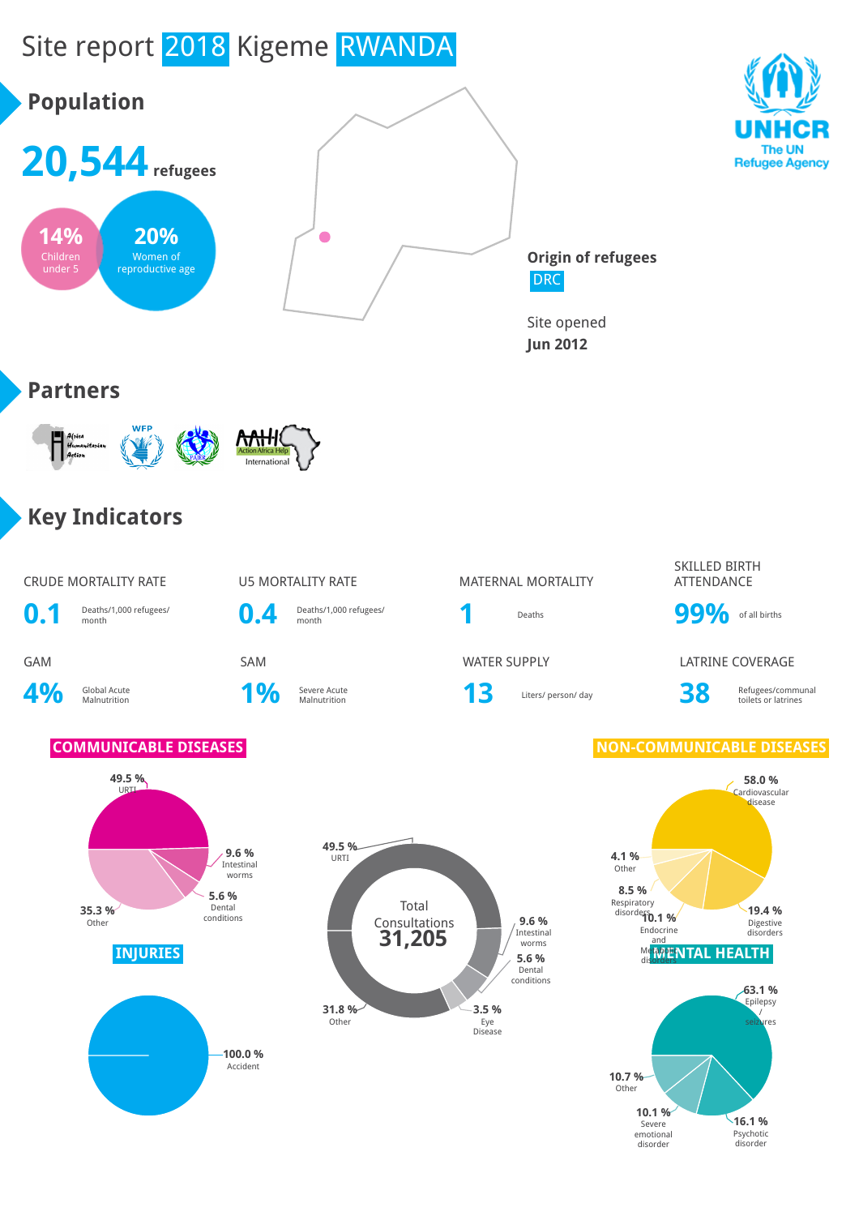# Site report 2018 Kigeme RWANDA

## Population

**20,544** refugees

- **14%** Children under 5
- **20%** Women of reproductive age

**Origin of refugees**
DRC

Site opened
**Jun 2012**

## Partners

## Key Indicators

| Indicator | Value | Unit |
|---|---|---|
| CRUDE MORTALITY RATE | 0.1 | Deaths/1,000 refugees/ month |
| U5 MORTALITY RATE | 0.4 | Deaths/1,000 refugees/ month |
| MATERNAL MORTALITY | 1 | Deaths |
| SKILLED BIRTH ATTENDANCE | 99% | of all births |
| GAM | 4% | Global Acute Malnutrition |
| SAM | 1% | Severe Acute Malnutrition |
| WATER SUPPLY | 13 | Liters/ person/ day |
| LATRINE COVERAGE | 38 | Refugees/communal toilets or latrines |

### COMMUNICABLE DISEASES

- 49.5 % URTI
- 9.6 % Intestinal worms
- 5.6 % Dental conditions
- 35.3 % Other

### Total Consultations 31,205

- 49.5 % URTI
- 9.6 % Intestinal worms
- 5.6 % Dental conditions
- 3.5 % Eye Disease
- 31.8 % Other

### NON-COMMUNICABLE DISEASES

- 58.0 % Cardiovascular disease
- 19.4 % Digestive disorders
- 10.1 % Endocrine and Metabolic disorders
- 8.5 % Respiratory disorders
- 4.1 % Other

### INJURIES

- 100.0 % Accident

### MENTAL HEALTH

- 63.1 % Epilepsy / seizures
- 16.1 % Psychotic disorder
- 10.1 % Severe emotional disorder
- 10.7 % Other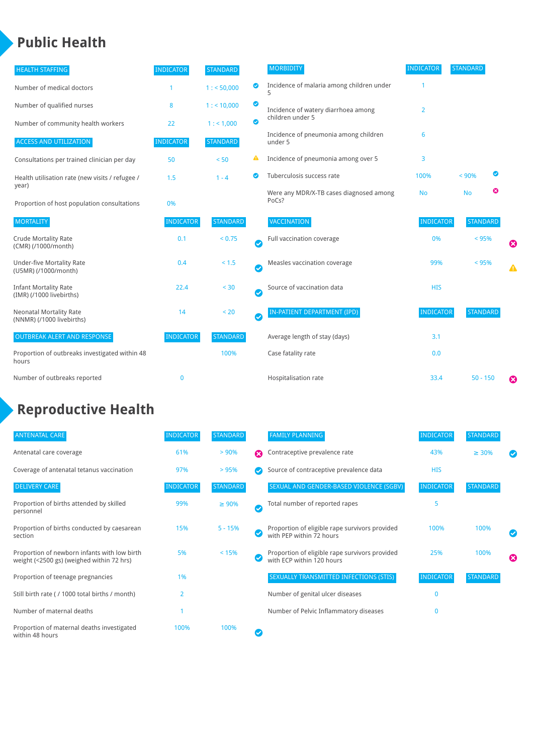## Public Health

| HEALTH STAFFING | INDICATOR | STANDARD | |
|---|---|---|---|
| Number of medical doctors | 1 | 1 : < 50,000 | ✔ |
| Number of qualified nurses | 8 | 1 : < 10,000 | ✔ |
| Number of community health workers | 22 | 1 : < 1,000 | ✔ |

| ACCESS AND UTILIZATION | INDICATOR | STANDARD | |
|---|---|---|---|
| Consultations per trained clinician per day | 50 | < 50 | ⚠ |
| Health utilisation rate (new visits / refugee / year) | 1.5 | 1 - 4 | ✔ |
| Proportion of host population consultations | 0% | | |

| MORTALITY | INDICATOR | STANDARD | |
|---|---|---|---|
| Crude Mortality Rate (CMR) (/1000/month) | 0.1 | < 0.75 | ✔ |
| Under-five Mortality Rate (U5MR) (/1000/month) | 0.4 | < 1.5 | ✔ |
| Infant Mortality Rate (IMR) (/1000 livebirths) | 22.4 | < 30 | ✔ |
| Neonatal Mortality Rate (NNMR) (/1000 livebirths) | 14 | < 20 | ✔ |

| OUTBREAK ALERT AND RESPONSE | INDICATOR | STANDARD | |
|---|---|---|---|
| Proportion of outbreaks investigated within 48 hours | | 100% | |
| Number of outbreaks reported | 0 | | |

| MORBIDITY | INDICATOR | STANDARD | |
|---|---|---|---|
| Incidence of malaria among children under 5 | 1 | | |
| Incidence of watery diarrhoea among children under 5 | 2 | | |
| Incidence of pneumonia among children under 5 | 6 | | |
| Incidence of pneumonia among over 5 | 3 | | |
| Tuberculosis success rate | 100% | < 90% | ✔ |
| Were any MDR/X-TB cases diagnosed among PoCs? | No | No | ✖ |

| VACCINATION | INDICATOR | STANDARD | |
|---|---|---|---|
| Full vaccination coverage | 0% | < 95% | ✖ |
| Measles vaccination coverage | 99% | < 95% | ⚠ |
| Source of vaccination data | HIS | | |

| IN-PATIENT DEPARTMENT (IPD) | INDICATOR | STANDARD | |
|---|---|---|---|
| Average length of stay (days) | 3.1 | | |
| Case fatality rate | 0.0 | | |
| Hospitalisation rate | 33.4 | 50 - 150 | ✖ |

## Reproductive Health

| ANTENATAL CARE | INDICATOR | STANDARD | |
|---|---|---|---|
| Antenatal care coverage | 61% | > 90% | ✖ |
| Coverage of antenatal tetanus vaccination | 97% | > 95% | ✔ |

| DELIVERY CARE | INDICATOR | STANDARD | |
|---|---|---|---|
| Proportion of births attended by skilled personnel | 99% | ≥ 90% | ✔ |
| Proportion of births conducted by caesarean section | 15% | 5 - 15% | ✔ |
| Proportion of newborn infants with low birth weight (<2500 gs) (weighed within 72 hrs) | 5% | < 15% | ✔ |
| Proportion of teenage pregnancies | 1% | | |
| Still birth rate ( / 1000 total births / month) | 2 | | |
| Number of maternal deaths | 1 | | |
| Proportion of maternal deaths investigated within 48 hours | 100% | 100% | ✔ |

| FAMILY PLANNING | INDICATOR | STANDARD | |
|---|---|---|---|
| Contraceptive prevalence rate | 43% | ≥ 30% | ✔ |
| Source of contraceptive prevalence data | HIS | | |

| SEXUAL AND GENDER-BASED VIOLENCE (SGBV) | INDICATOR | STANDARD | |
|---|---|---|---|
| Total number of reported rapes | 5 | | |
| Proportion of eligible rape survivors provided with PEP within 72 hours | 100% | 100% | ✔ |
| Proportion of eligible rape survivors provided with ECP within 120 hours | 25% | 100% | ✖ |

| SEXUALLY TRANSMITTED INFECTIONS (STIS) | INDICATOR | STANDARD |
|---|---|---|
| Number of genital ulcer diseases | 0 | |
| Number of Pelvic Inflammatory diseases | 0 | |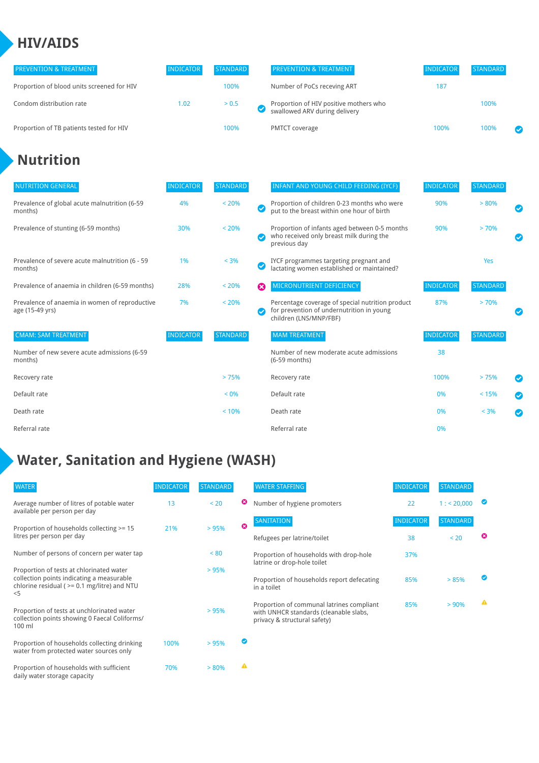# HIV/AIDS

| PREVENTION & TREATMENT | INDICATOR | STANDARD | |
|---|---|---|---|
| Proportion of blood units screened for HIV | | 100% | |
| Condom distribution rate | 1.02 | > 0.5 | ✔ |
| Proportion of TB patients tested for HIV | | 100% | |

| PREVENTION & TREATMENT | INDICATOR | STANDARD | |
|---|---|---|---|
| Number of PoCs receving ART | 187 | | |
| Proportion of HIV positive mothers who swallowed ARV during delivery | | 100% | |
| PMTCT coverage | 100% | 100% | ✔ |

# Nutrition

| NUTRITION GENERAL | INDICATOR | STANDARD | |
|---|---|---|---|
| Prevalence of global acute malnutrition (6-59 months) | 4% | < 20% | ✔ |
| Prevalence of stunting (6-59 months) | 30% | < 20% | ✔ |
| Prevalence of severe acute malnutrition (6 - 59 months) | 1% | < 3% | ✔ |
| Prevalence of anaemia in children (6-59 months) | 28% | < 20% | ✖ |
| Prevalence of anaemia in women of reproductive age (15-49 yrs) | 7% | < 20% | ✔ |

| INFANT AND YOUNG CHILD FEEDING (IYCF) | INDICATOR | STANDARD | |
|---|---|---|---|
| Proportion of children 0-23 months who were put to the breast within one hour of birth | 90% | > 80% | ✔ |
| Proportion of infants aged between 0-5 months who received only breast milk during the previous day | 90% | > 70% | ✔ |
| IYCF programmes targeting pregnant and lactating women established or maintained? | | Yes | |

| MICRONUTRIENT DEFICIENCY | INDICATOR | STANDARD | |
|---|---|---|---|
| Percentage coverage of special nutrition product for prevention of undernutrition in young children (LNS/MNP/FBF) | 87% | > 70% | ✔ |

| CMAM: SAM TREATMENT | INDICATOR | STANDARD |
|---|---|---|
| Number of new severe acute admissions (6-59 months) | | |
| Recovery rate | | > 75% |
| Default rate | | < 0% |
| Death rate | | < 10% |
| Referral rate | | |

| MAM TREATMENT | INDICATOR | STANDARD | |
|---|---|---|---|
| Number of new moderate acute admissions (6-59 months) | 38 | | |
| Recovery rate | 100% | > 75% | ✔ |
| Default rate | 0% | < 15% | ✔ |
| Death rate | 0% | < 3% | ✔ |
| Referral rate | 0% | | |

# Water, Sanitation and Hygiene (WASH)

| WATER | INDICATOR | STANDARD | |
|---|---|---|---|
| Average number of litres of potable water available per person per day | 13 | < 20 | ✖ |
| Proportion of households collecting >= 15 litres per person per day | 21% | > 95% | ✖ |
| Number of persons of concern per water tap | | < 80 | |
| Proportion of tests at chlorinated water collection points indicating a measurable chlorine residual ( >= 0.1 mg/litre) and NTU <5 | | > 95% | |
| Proportion of tests at unchlorinated water collection points showing 0 Faecal Coliforms/ 100 ml | | > 95% | |
| Proportion of households collecting drinking water from protected water sources only | 100% | > 95% | ✔ |
| Proportion of households with sufficient daily water storage capacity | 70% | > 80% | ⚠ |

| WATER STAFFING | INDICATOR | STANDARD | |
|---|---|---|---|
| Number of hygiene promoters | 22 | 1 : < 20,000 | ✔ |

| SANITATION | INDICATOR | STANDARD | |
|---|---|---|---|
| Refugees per latrine/toilet | 38 | < 20 | ✖ |
| Proportion of households with drop-hole latrine or drop-hole toilet | 37% | | |
| Proportion of households report defecating in a toilet | 85% | > 85% | ✔ |
| Proportion of communal latrines compliant with UNHCR standards (cleanable slabs, privacy & structural safety) | 85% | > 90% | ⚠ |